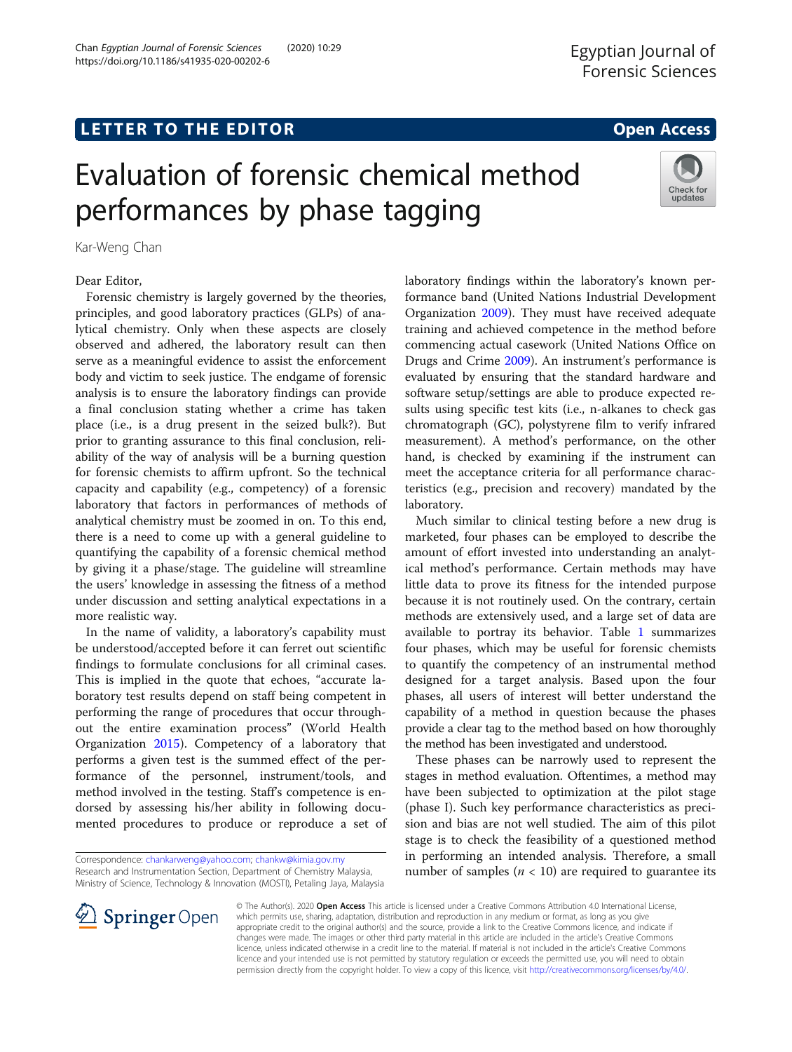LETTER TO THE EDITOR

Open Access

# Evaluation of forensic chemical method performances by phase tagging

Kar-Weng Chan

Dear Editor,

Forensic chemistry is largely governed by the theories, principles, and good laboratory practices (GLPs) of analytical chemistry. Only when these aspects are closely observed and adhered, the laboratory result can then serve as a meaningful evidence to assist the enforcement body and victim to seek justice. The endgame of forensic analysis is to ensure the laboratory findings can provide a final conclusion stating whether a crime has taken place (i.e., is a drug present in the seized bulk?). But prior to granting assurance to this final conclusion, reliability of the way of analysis will be a burning question for forensic chemists to affirm upfront. So the technical capacity and capability (e.g., competency) of a forensic laboratory that factors in performances of methods of analytical chemistry must be zoomed in on. To this end, there is a need to come up with a general guideline to quantifying the capability of a forensic chemical method by giving it a phase/stage. The guideline will streamline the users' knowledge in assessing the fitness of a method under discussion and setting analytical expectations in a more realistic way.

In the name of validity, a laboratory's capability must be understood/accepted before it can ferret out scientific findings to formulate conclusions for all criminal cases. This is implied in the quote that echoes, "accurate laboratory test results depend on staff being competent in performing the range of procedures that occur throughout the entire examination process" (World Health Organization 2015). Competency of a laboratory that performs a given test is the summed effect of the performance of the personnel, instrument/tools, and method involved in the testing. Staff's competence is endorsed by assessing his/her ability in following documented procedures to produce or reproduce a set of laboratory findings within the laboratory's known performance band (United Nations Industrial Development Organization 2009). They must have received adequate training and achieved competence in the method before commencing actual casework (United Nations Office on Drugs and Crime 2009). An instrument's performance is evaluated by ensuring that the standard hardware and software setup/settings are able to produce expected results using specific test kits (i.e., n-alkanes to check gas chromatograph (GC), polystyrene film to verify infrared measurement). A method's performance, on the other hand, is checked by examining if the instrument can meet the acceptance criteria for all performance characteristics (e.g., precision and recovery) mandated by the laboratory.

Much similar to clinical testing before a new drug is marketed, four phases can be employed to describe the amount of effort invested into understanding an analytical method's performance. Certain methods may have little data to prove its fitness for the intended purpose because it is not routinely used. On the contrary, certain methods are extensively used, and a large set of data are available to portray its behavior. Table 1 summarizes four phases, which may be useful for forensic chemists to quantify the competency of an instrumental method designed for a target analysis. Based upon the four phases, all users of interest will better understand the capability of a method in question because the phases provide a clear tag to the method based on how thoroughly the method has been investigated and understood.

These phases can be narrowly used to represent the stages in method evaluation. Oftentimes, a method may have been subjected to optimization at the pilot stage (phase I). Such key performance characteristics as precision and bias are not well studied. The aim of this pilot stage is to check the feasibility of a questioned method in performing an intended analysis. Therefore, a small number of samples ($n < 10$) are required to guarantee its

Correspondence: chankarweng@yahoo.com; chankw@kimia.gov.my
Research and Instrumentation Section, Department of Chemistry Malaysia, Ministry of Science, Technology & Innovation (MOSTI), Petaling Jaya, Malaysia

© The Author(s). 2020 Open Access This article is licensed under a Creative Commons Attribution 4.0 International License, which permits use, sharing, adaptation, distribution and reproduction in any medium or format, as long as you give appropriate credit to the original author(s) and the source, provide a link to the Creative Commons licence, and indicate if changes were made. The images or other third party material in this article are included in the article's Creative Commons licence, unless indicated otherwise in a credit line to the material. If material is not included in the article's Creative Commons licence and your intended use is not permitted by statutory regulation or exceeds the permitted use, you will need to obtain permission directly from the copyright holder. To view a copy of this licence, visit http://creativecommons.org/licenses/by/4.0/.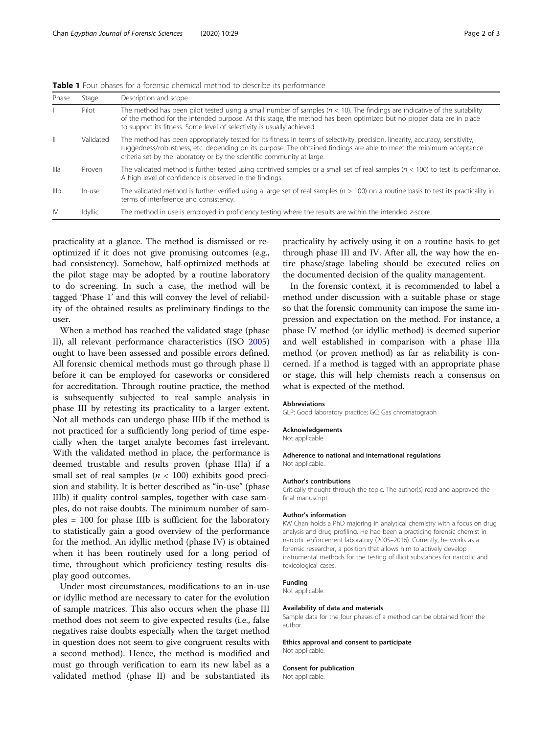**Table 1** Four phases for a forensic chemical method to describe its performance

| Phase | Stage | Description and scope |
|---|---|---|
| I | Pilot | The method has been pilot tested using a small number of samples ($n < 10$). The findings are indicative of the suitability of the method for the intended purpose. At this stage, the method has been optimized but no proper data are in place to support its fitness. Some level of selectivity is usually achieved. |
| II | Validated | The method has been appropriately tested for its fitness in terms of selectivity, precision, linearity, accuracy, sensitivity, ruggedness/robustness, etc. depending on its purpose. The obtained findings are able to meet the minimum acceptance criteria set by the laboratory or by the scientific community at large. |
| IIIa | Proven | The validated method is further tested using contrived samples or a small set of real samples ($n < 100$) to test its performance. A high level of confidence is observed in the findings. |
| IIIb | In-use | The validated method is further verified using a large set of real samples ($n > 100$) on a routine basis to test its practicality in terms of interference and consistency. |
| IV | Idyllic | The method in use is employed in proficiency testing where the results are within the intended *z*-score. |

practicality at a glance. The method is dismissed or re-optimized if it does not give promising outcomes (e.g., bad consistency). Somehow, half-optimized methods at the pilot stage may be adopted by a routine laboratory to do screening. In such a case, the method will be tagged 'Phase 1' and this will convey the level of reliability of the obtained results as preliminary findings to the user.

When a method has reached the validated stage (phase II), all relevant performance characteristics (ISO 2005) ought to have been assessed and possible errors defined. All forensic chemical methods must go through phase II before it can be employed for caseworks or considered for accreditation. Through routine practice, the method is subsequently subjected to real sample analysis in phase III by retesting its practicality to a larger extent. Not all methods can undergo phase IIIb if the method is not practiced for a sufficiently long period of time especially when the target analyte becomes fast irrelevant. With the validated method in place, the performance is deemed trustable and results proven (phase IIIa) if a small set of real samples ($n < 100$) exhibits good precision and stability. It is better described as "in-use" (phase IIIb) if quality control samples, together with case samples, do not raise doubts. The minimum number of samples = 100 for phase IIIb is sufficient for the laboratory to statistically gain a good overview of the performance for the method. An idyllic method (phase IV) is obtained when it has been routinely used for a long period of time, throughout which proficiency testing results display good outcomes.

Under most circumstances, modifications to an in-use or idyllic method are necessary to cater for the evolution of sample matrices. This also occurs when the phase III method does not seem to give expected results (i.e., false negatives raise doubts especially when the target method in question does not seem to give congruent results with a second method). Hence, the method is modified and must go through verification to earn its new label as a validated method (phase II) and be substantiated its practicality by actively using it on a routine basis to get through phase III and IV. After all, the way how the entire phase/stage labeling should be executed relies on the documented decision of the quality management.

In the forensic context, it is recommended to label a method under discussion with a suitable phase or stage so that the forensic community can impose the same impression and expectation on the method. For instance, a phase IV method (or idyllic method) is deemed superior and well established in comparison with a phase IIIa method (or proven method) as far as reliability is concerned. If a method is tagged with an appropriate phase or stage, this will help chemists reach a consensus on what is expected of the method.

#### Abbreviations
GLP: Good laboratory practice; GC: Gas chromatograph

#### Acknowledgements
Not applicable

#### Adherence to national and international regulations
Not applicable.

#### Author's contributions
Critically thought through the topic. The author(s) read and approved the final manuscript.

#### Author's information
KW Chan holds a PhD majoring in analytical chemistry with a focus on drug analysis and drug profiling. He had been a practicing forensic chemist in narcotic enforcement laboratory (2005–2016). Currently, he works as a forensic researcher, a position that allows him to actively develop instrumental methods for the testing of illicit substances for narcotic and toxicological cases.

#### Funding
Not applicable.

#### Availability of data and materials
Sample data for the four phases of a method can be obtained from the author.

#### Ethics approval and consent to participate
Not applicable.

#### Consent for publication
Not applicable.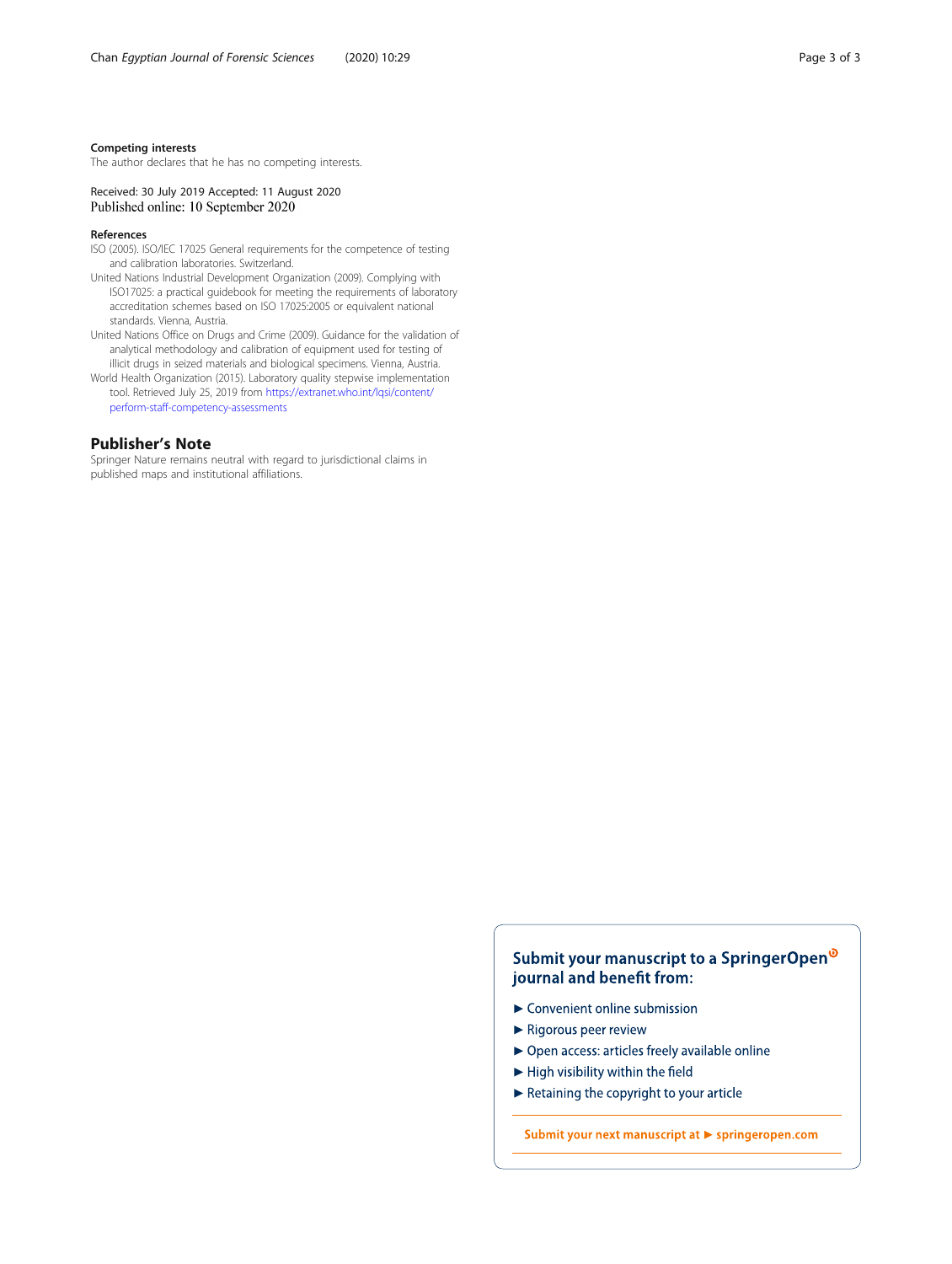**Competing interests**

The author declares that he has no competing interests.

Received: 30 July 2019 Accepted: 11 August 2020
Published online: 10 September 2020

**References**

ISO (2005). ISO/IEC 17025 General requirements for the competence of testing and calibration laboratories. Switzerland.

United Nations Industrial Development Organization (2009). Complying with ISO17025: a practical guidebook for meeting the requirements of laboratory accreditation schemes based on ISO 17025:2005 or equivalent national standards. Vienna, Austria.

United Nations Office on Drugs and Crime (2009). Guidance for the validation of analytical methodology and calibration of equipment used for testing of illicit drugs in seized materials and biological specimens. Vienna, Austria.

World Health Organization (2015). Laboratory quality stepwise implementation tool. Retrieved July 25, 2019 from https://extranet.who.int/lqsi/content/perform-staff-competency-assessments

## Publisher's Note

Springer Nature remains neutral with regard to jurisdictional claims in published maps and institutional affiliations.

**Submit your manuscript to a SpringerOpen journal and benefit from:**

- ► Convenient online submission
- ► Rigorous peer review
- ► Open access: articles freely available online
- ► High visibility within the field
- ► Retaining the copyright to your article

**Submit your next manuscript at ► springeropen.com**